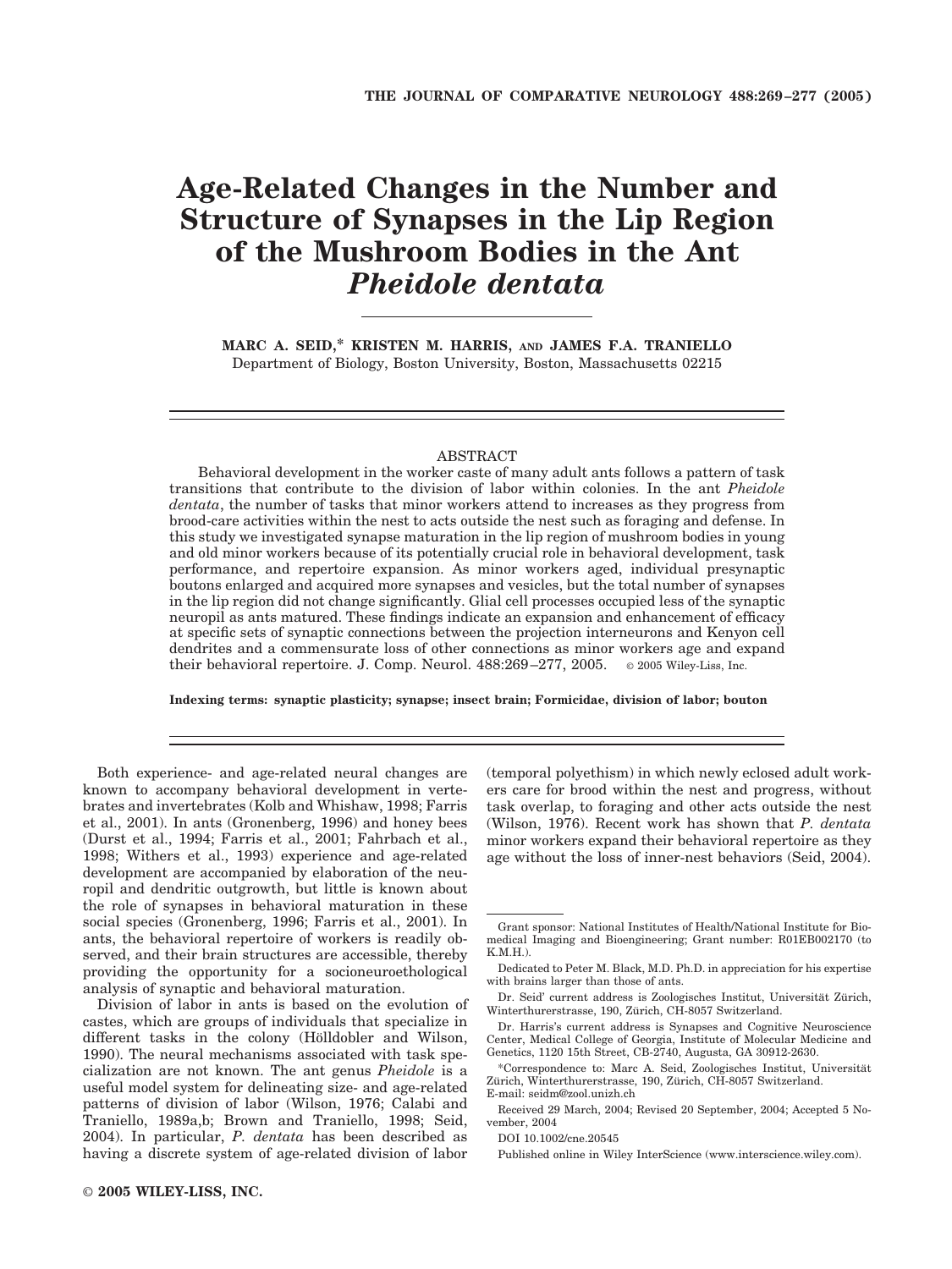# Age-Related Changes in the Number and Structure of Synapses in the Lip Region of the Mushroom Bodies in the Ant *Pheidole dentata*

**MARC A. SEID,\* KRISTEN M. HARRIS, AND JAMES F.A. TRANIELLO**

Department of Biology, Boston University, Boston, Massachusetts 02215

## ABSTRACT

Behavioral development in the worker caste of many adult ants follows a pattern of task transitions that contribute to the division of labor within colonies. In the ant *Pheidole dentata*, the number of tasks that minor workers attend to increases as they progress from brood-care activities within the nest to acts outside the nest such as foraging and defense. In this study we investigated synapse maturation in the lip region of mushroom bodies in young and old minor workers because of its potentially crucial role in behavioral development, task performance, and repertoire expansion. As minor workers aged, individual presynaptic boutons enlarged and acquired more synapses and vesicles, but the total number of synapses in the lip region did not change significantly. Glial cell processes occupied less of the synaptic neuropil as ants matured. These findings indicate an expansion and enhancement of efficacy at specific sets of synaptic connections between the projection interneurons and Kenyon cell dendrites and a commensurate loss of other connections as minor workers age and expand their behavioral repertoire. J. Comp. Neurol. 488:269–277, 2005. © 2005 Wiley-Liss, Inc.

**Indexing terms: synaptic plasticity; synapse; insect brain; Formicidae, division of labor; bouton**

Both experience- and age-related neural changes are known to accompany behavioral development in vertebrates and invertebrates (Kolb and Whishaw, 1998; Farris et al., 2001). In ants (Gronenberg, 1996) and honey bees (Durst et al., 1994; Farris et al., 2001; Fahrbach et al., 1998; Withers et al., 1993) experience and age-related development are accompanied by elaboration of the neuropil and dendritic outgrowth, but little is known about the role of synapses in behavioral maturation in these social species (Gronenberg, 1996; Farris et al., 2001). In ants, the behavioral repertoire of workers is readily observed, and their brain structures are accessible, thereby providing the opportunity for a socioneuroethological analysis of synaptic and behavioral maturation.

Division of labor in ants is based on the evolution of castes, which are groups of individuals that specialize in different tasks in the colony (Hölldobler and Wilson, 1990). The neural mechanisms associated with task specialization are not known. The ant genus *Pheidole* is a useful model system for delineating size- and age-related patterns of division of labor (Wilson, 1976; Calabi and Traniello, 1989a,b; Brown and Traniello, 1998; Seid, 2004). In particular, *P. dentata* has been described as having a discrete system of age-related division of labor (temporal polyethism) in which newly eclosed adult workers care for brood within the nest and progress, without task overlap, to foraging and other acts outside the nest (Wilson, 1976). Recent work has shown that *P. dentata* minor workers expand their behavioral repertoire as they age without the loss of inner-nest behaviors (Seid, 2004).

Grant sponsor: National Institutes of Health/National Institute for Biomedical Imaging and Bioengineering; Grant number: R01EB002170 (to K.M.H.).

Dedicated to Peter M. Black, M.D. Ph.D. in appreciation for his expertise with brains larger than those of ants.

Dr. Seid' current address is Zoologisches Institut, Universität Zürich, Winterthurerstrasse, 190, Zürich, CH-8057 Switzerland.

Dr. Harris's current address is Synapses and Cognitive Neuroscience Center, Medical College of Georgia, Institute of Molecular Medicine and Genetics, 1120 15th Street, CB-2740, Augusta, GA 30912-2630.

\*Correspondence to: Marc A. Seid, Zoologisches Institut, Universität Zürich, Winterthurerstrasse, 190, Zürich, CH-8057 Switzerland. E-mail: seidm@zool.unizh.ch

Received 29 March, 2004; Revised 20 September, 2004; Accepted 5 November, 2004

DOI 10.1002/cne.20545

Published online in Wiley InterScience (www.interscience.wiley.com).

© 2005 WILEY-LISS, INC.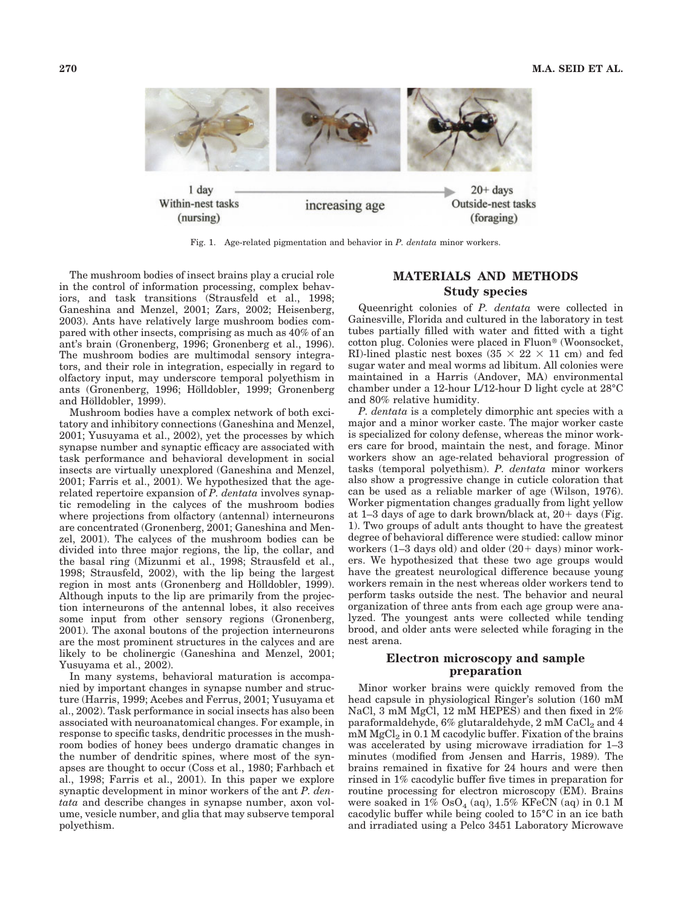Fig. 1. Age-related pigmentation and behavior in *P. dentata* minor workers.

The mushroom bodies of insect brains play a crucial role in the control of information processing, complex behaviors, and task transitions (Strausfeld et al., 1998; Ganeshina and Menzel, 2001; Zars, 2002; Heisenberg, 2003). Ants have relatively large mushroom bodies compared with other insects, comprising as much as 40% of an ant's brain (Gronenberg, 1996; Gronenberg et al., 1996). The mushroom bodies are multimodal sensory integrators, and their role in integration, especially in regard to olfactory input, may underscore temporal polyethism in ants (Gronenberg, 1996; Hölldobler, 1999; Gronenberg and Hölldobler, 1999).

Mushroom bodies have a complex network of both excitatory and inhibitory connections (Ganeshina and Menzel, 2001; Yusuyama et al., 2002), yet the processes by which synapse number and synaptic efficacy are associated with task performance and behavioral development in social insects are virtually unexplored (Ganeshina and Menzel, 2001; Farris et al., 2001). We hypothesized that the age-related repertoire expansion of *P. dentata* involves synaptic remodeling in the calyces of the mushroom bodies where projections from olfactory (antennal) interneurons are concentrated (Gronenberg, 2001; Ganeshina and Menzel, 2001). The calyces of the mushroom bodies can be divided into three major regions, the lip, the collar, and the basal ring (Mizunmi et al., 1998; Strausfeld et al., 1998; Strausfeld, 2002), with the lip being the largest region in most ants (Gronenberg and Hölldobler, 1999). Although inputs to the lip are primarily from the projection interneurons of the antennal lobes, it also receives some input from other sensory regions (Gronenberg, 2001). The axonal boutons of the projection interneurons are the most prominent structures in the calyces and are likely to be cholinergic (Ganeshina and Menzel, 2001; Yusuyama et al., 2002).

In many systems, behavioral maturation is accompanied by important changes in synapse number and structure (Harris, 1999; Acebes and Ferrus, 2001; Yusuyama et al., 2002). Task performance in social insects has also been associated with neuroanatomical changes. For example, in response to specific tasks, dendritic processes in the mushroom bodies of honey bees undergo dramatic changes in the number of dendritic spines, where most of the synapses are thought to occur (Coss et al., 1980; Farhbach et al., 1998; Farris et al., 2001). In this paper we explore synaptic development in minor workers of the ant *P. dentata* and describe changes in synapse number, axon volume, vesicle number, and glia that may subserve temporal polyethism.

## MATERIALS AND METHODS

### Study species

Queenright colonies of *P. dentata* were collected in Gainesville, Florida and cultured in the laboratory in test tubes partially filled with water and fitted with a tight cotton plug. Colonies were placed in Fluon® (Woonsocket, RI)-lined plastic nest boxes (35 × 22 × 11 cm) and fed sugar water and meal worms ad libitum. All colonies were maintained in a Harris (Andover, MA) environmental chamber under a 12-hour L/12-hour D light cycle at 28°C and 80% relative humidity.

*P. dentata* is a completely dimorphic ant species with a major and a minor worker caste. The major worker caste is specialized for colony defense, whereas the minor workers care for brood, maintain the nest, and forage. Minor workers show an age-related behavioral progression of tasks (temporal polyethism). *P. dentata* minor workers also show a progressive change in cuticle coloration that can be used as a reliable marker of age (Wilson, 1976). Worker pigmentation changes gradually from light yellow at 1–3 days of age to dark brown/black at, 20+ days (Fig. 1). Two groups of adult ants thought to have the greatest degree of behavioral difference were studied: callow minor workers (1–3 days old) and older (20+ days) minor workers. We hypothesized that these two age groups would have the greatest neurological difference because young workers remain in the nest whereas older workers tend to perform tasks outside the nest. The behavior and neural organization of three ants from each age group were analyzed. The youngest ants were collected while tending brood, and older ants were selected while foraging in the nest arena.

### Electron microscopy and sample preparation

Minor worker brains were quickly removed from the head capsule in physiological Ringer's solution (160 mM NaCl, 3 mM MgCl, 12 mM HEPES) and then fixed in 2% paraformaldehyde, 6% glutaraldehyde, 2 mM $CaCl_2$ and 4 mM $MgCl_2$ in 0.1 M cacodylic buffer. Fixation of the brains was accelerated by using microwave irradiation for 1–3 minutes (modified from Jensen and Harris, 1989). The brains remained in fixative for 24 hours and were then rinsed in 1% cacodylic buffer five times in preparation for routine processing for electron microscopy (EM). Brains were soaked in 1% $OsO_4$ (aq), 1.5% KFeCN (aq) in 0.1 M cacodylic buffer while being cooled to 15°C in an ice bath and irradiated using a Pelco 3451 Laboratory Microwave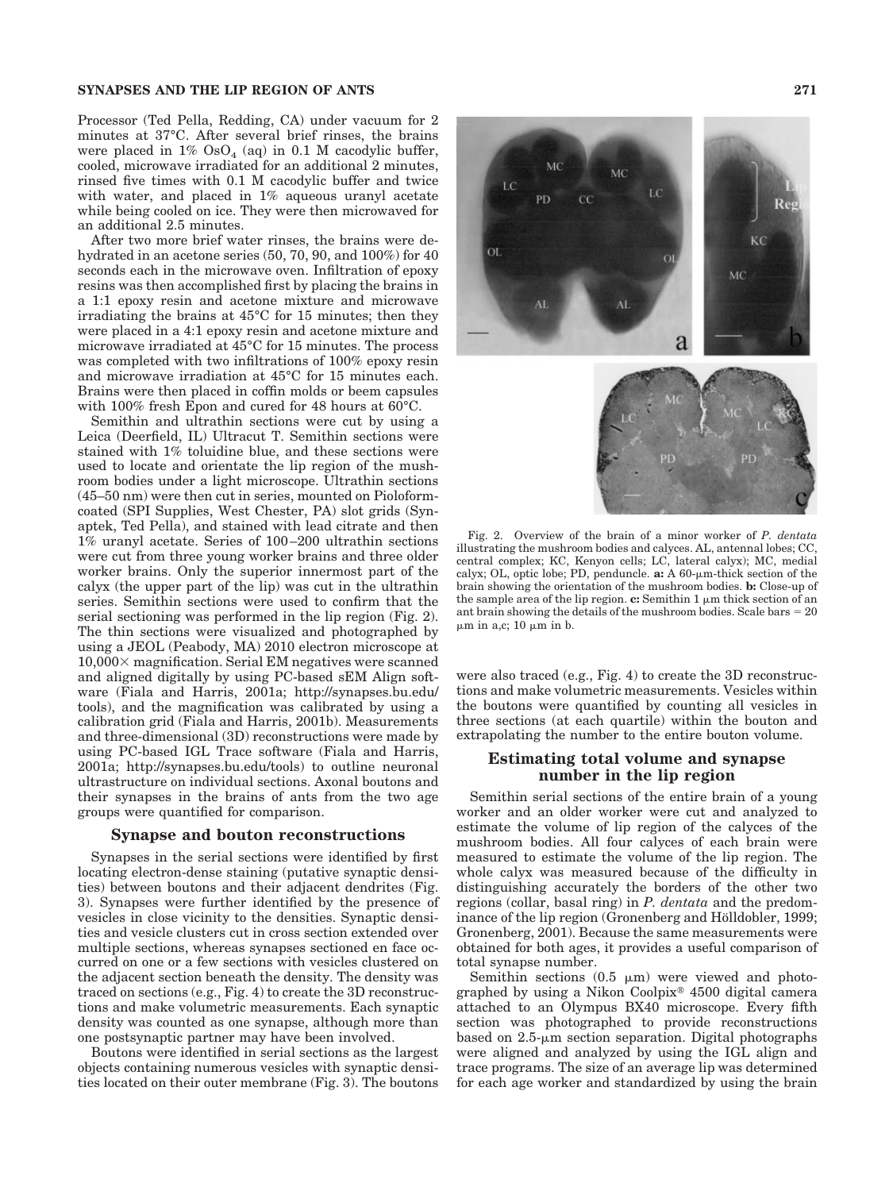Processor (Ted Pella, Redding, CA) under vacuum for 2 minutes at 37°C. After several brief rinses, the brains were placed in 1% $OsO_4$ (aq) in 0.1 M cacodylic buffer, cooled, microwave irradiated for an additional 2 minutes, rinsed five times with 0.1 M cacodylic buffer and twice with water, and placed in 1% aqueous uranyl acetate while being cooled on ice. They were then microwaved for an additional 2.5 minutes.

After two more brief water rinses, the brains were dehydrated in an acetone series (50, 70, 90, and 100%) for 40 seconds each in the microwave oven. Infiltration of epoxy resins was then accomplished first by placing the brains in a 1:1 epoxy resin and acetone mixture and microwave irradiating the brains at 45°C for 15 minutes; then they were placed in a 4:1 epoxy resin and acetone mixture and microwave irradiated at 45°C for 15 minutes. The process was completed with two infiltrations of 100% epoxy resin and microwave irradiation at 45°C for 15 minutes each. Brains were then placed in coffin molds or beem capsules with 100% fresh Epon and cured for 48 hours at 60°C.

Semithin and ultrathin sections were cut by using a Leica (Deerfield, IL) Ultracut T. Semithin sections were stained with 1% toluidine blue, and these sections were used to locate and orientate the lip region of the mushroom bodies under a light microscope. Ultrathin sections (45–50 nm) were then cut in series, mounted on Pioloform-coated (SPI Supplies, West Chester, PA) slot grids (Synaptek, Ted Pella), and stained with lead citrate and then 1% uranyl acetate. Series of 100–200 ultrathin sections were cut from three young worker brains and three older worker brains. Only the superior innermost part of the calyx (the upper part of the lip) was cut in the ultrathin series. Semithin sections were used to confirm that the serial sectioning was performed in the lip region (Fig. 2). The thin sections were visualized and photographed by using a JEOL (Peabody, MA) 2010 electron microscope at 10,000× magnification. Serial EM negatives were scanned and aligned digitally by using PC-based sEM Align software (Fiala and Harris, 2001a; http://synapses.bu.edu/tools), and the magnification was calibrated by using a calibration grid (Fiala and Harris, 2001b). Measurements and three-dimensional (3D) reconstructions were made by using PC-based IGL Trace software (Fiala and Harris, 2001a; http://synapses.bu.edu/tools) to outline neuronal ultrastructure on individual sections. Axonal boutons and their synapses in the brains of ants from the two age groups were quantified for comparison.

## Synapse and bouton reconstructions

Synapses in the serial sections were identified by first locating electron-dense staining (putative synaptic densities) between boutons and their adjacent dendrites (Fig. 3). Synapses were further identified by the presence of vesicles in close vicinity to the densities. Synaptic densities and vesicle clusters cut in cross section extended over multiple sections, whereas synapses sectioned en face occurred on one or a few sections with vesicles clustered on the adjacent section beneath the density. The density was traced on sections (e.g., Fig. 4) to create the 3D reconstructions and make volumetric measurements. Each synaptic density was counted as one synapse, although more than one postsynaptic partner may have been involved.

Boutons were identified in serial sections as the largest objects containing numerous vesicles with synaptic densities located on their outer membrane (Fig. 3). The boutons were also traced (e.g., Fig. 4) to create the 3D reconstructions and make volumetric measurements. Vesicles within the boutons were quantified by counting all vesicles in three sections (at each quartile) within the bouton and extrapolating the number to the entire bouton volume.

Fig. 2. Overview of the brain of a minor worker of *P. dentata* illustrating the mushroom bodies and calyces. AL, antennal lobes; CC, central complex; KC, Kenyon cells; LC, lateral calyx); MC, medial calyx; OL, optic lobe; PD, penduncle. **a:** A 60-μm-thick section of the brain showing the orientation of the mushroom bodies. **b:** Close-up of the sample area of the lip region. **c:** Semithin 1 μm thick section of an ant brain showing the details of the mushroom bodies. Scale bars = 20 μm in a,c; 10 μm in b.

## Estimating total volume and synapse number in the lip region

Semithin serial sections of the entire brain of a young worker and an older worker were cut and analyzed to estimate the volume of lip region of the calyces of the mushroom bodies. All four calyces of each brain were measured to estimate the volume of the lip region. The whole calyx was measured because of the difficulty in distinguishing accurately the borders of the other two regions (collar, basal ring) in *P. dentata* and the predominance of the lip region (Gronenberg and Hölldobler, 1999; Gronenberg, 2001). Because the same measurements were obtained for both ages, it provides a useful comparison of total synapse number.

Semithin sections (0.5 μm) were viewed and photographed by using a Nikon Coolpix® 4500 digital camera attached to an Olympus BX40 microscope. Every fifth section was photographed to provide reconstructions based on 2.5-μm section separation. Digital photographs were aligned and analyzed by using the IGL align and trace programs. The size of an average lip was determined for each age worker and standardized by using the brain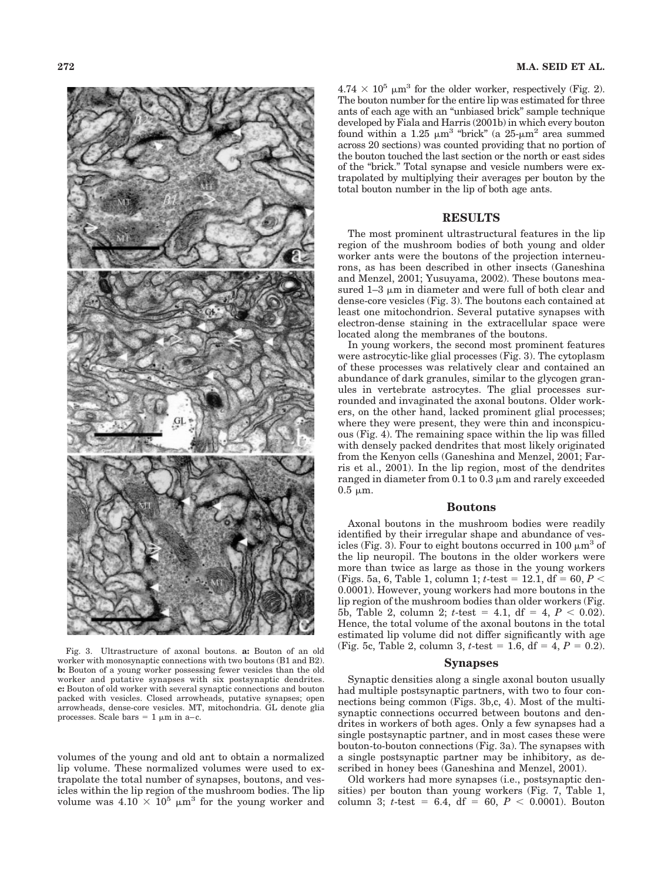Fig. 3. Ultrastructure of axonal boutons. **a:** Bouton of an old worker with monosynaptic connections with two boutons (B1 and B2). **b:** Bouton of a young worker possessing fewer vesicles than the old worker and putative synapses with six postsynaptic dendrites. **c:** Bouton of old worker with several synaptic connections and bouton packed with vesicles. Closed arrowheads, putative synapses; open arrowheads, dense-core vesicles. MT, mitochondria. GL denote glia processes. Scale bars = 1 μm in a–c.

volumes of the young and old ant to obtain a normalized lip volume. These normalized volumes were used to extrapolate the total number of synapses, boutons, and vesicles within the lip region of the mushroom bodies. The lip volume was $4.10 \times 10^5$ $\mu m^3$ for the young worker and $4.74 \times 10^5$ $\mu m^3$ for the older worker, respectively (Fig. 2). The bouton number for the entire lip was estimated for three ants of each age with an "unbiased brick" sample technique developed by Fiala and Harris (2001b) in which every bouton found within a 1.25 $\mu m^3$ "brick" (a 25-$\mu m^2$ area summed across 20 sections) was counted providing that no portion of the bouton touched the last section or the north or east sides of the "brick." Total synapse and vesicle numbers were extrapolated by multiplying their averages per bouton by the total bouton number in the lip of both age ants.

## RESULTS

The most prominent ultrastructural features in the lip region of the mushroom bodies of both young and older worker ants were the boutons of the projection interneurons, as has been described in other insects (Ganeshina and Menzel, 2001; Yusuyama, 2002). These boutons measured 1–3 μm in diameter and were full of both clear and dense-core vesicles (Fig. 3). The boutons each contained at least one mitochondrion. Several putative synapses with electron-dense staining in the extracellular space were located along the membranes of the boutons.

In young workers, the second most prominent features were astrocytic-like glial processes (Fig. 3). The cytoplasm of these processes was relatively clear and contained an abundance of dark granules, similar to the glycogen granules in vertebrate astrocytes. The glial processes surrounded and invaginated the axonal boutons. Older workers, on the other hand, lacked prominent glial processes; where they were present, they were thin and inconspicuous (Fig. 4). The remaining space within the lip was filled with densely packed dendrites that most likely originated from the Kenyon cells (Ganeshina and Menzel, 2001; Farris et al., 2001). In the lip region, most of the dendrites ranged in diameter from 0.1 to 0.3 μm and rarely exceeded 0.5 μm.

### Boutons

Axonal boutons in the mushroom bodies were readily identified by their irregular shape and abundance of vesicles (Fig. 3). Four to eight boutons occurred in 100 $\mu m^3$ of the lip neuropil. The boutons in the older workers were more than twice as large as those in the young workers (Figs. 5a, 6, Table 1, column 1; $t$-test = 12.1, df = 60, $P < 0.0001$). However, young workers had more boutons in the lip region of the mushroom bodies than older workers (Fig. 5b, Table 2, column 2; $t$-test = 4.1, df = 4, $P < 0.02$). Hence, the total volume of the axonal boutons in the total estimated lip volume did not differ significantly with age (Fig. 5c, Table 2, column 3, $t$-test = 1.6, df = 4, $P = 0.2$).

### Synapses

Synaptic densities along a single axonal bouton usually had multiple postsynaptic partners, with two to four connections being common (Figs. 3b,c, 4). Most of the multisynaptic connections occurred between boutons and dendrites in workers of both ages. Only a few synapses had a single postsynaptic partner, and in most cases these were bouton-to-bouton connections (Fig. 3a). The synapses with a single postsynaptic partner may be inhibitory, as described in honey bees (Ganeshina and Menzel, 2001).

Old workers had more synapses (i.e., postsynaptic densities) per bouton than young workers (Fig. 7, Table 1, column 3; $t$-test = 6.4, df = 60, $P < 0.0001$). Bouton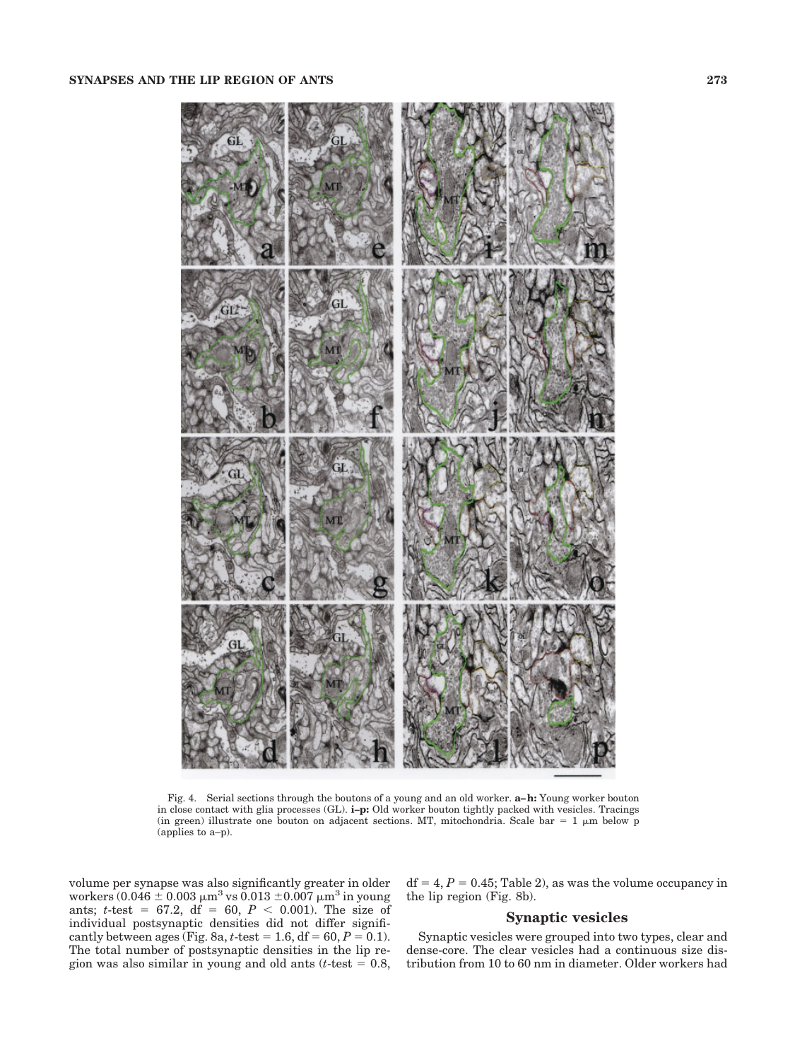Fig. 4. Serial sections through the boutons of a young and an old worker. **a–h:** Young worker bouton in close contact with glia processes (GL). **i–p:** Old worker bouton tightly packed with vesicles. Tracings (in green) illustrate one bouton on adjacent sections. MT, mitochondria. Scale bar = 1 μm below p (applies to a–p).

volume per synapse was also significantly greater in older workers ($0.046 \pm 0.003\ \mu m^3$ vs $0.013 \pm 0.007\ \mu m^3$ in young ants; *t*-test = 67.2, df = 60, $P < 0.001$). The size of individual postsynaptic densities did not differ significantly between ages (Fig. 8a, *t*-test = 1.6, df = 60, $P = 0.1$). The total number of postsynaptic densities in the lip region was also similar in young and old ants (*t*-test = 0.8, df = 4, $P = 0.45$; Table 2), as was the volume occupancy in the lip region (Fig. 8b).

## Synaptic vesicles

Synaptic vesicles were grouped into two types, clear and dense-core. The clear vesicles had a continuous size distribution from 10 to 60 nm in diameter. Older workers had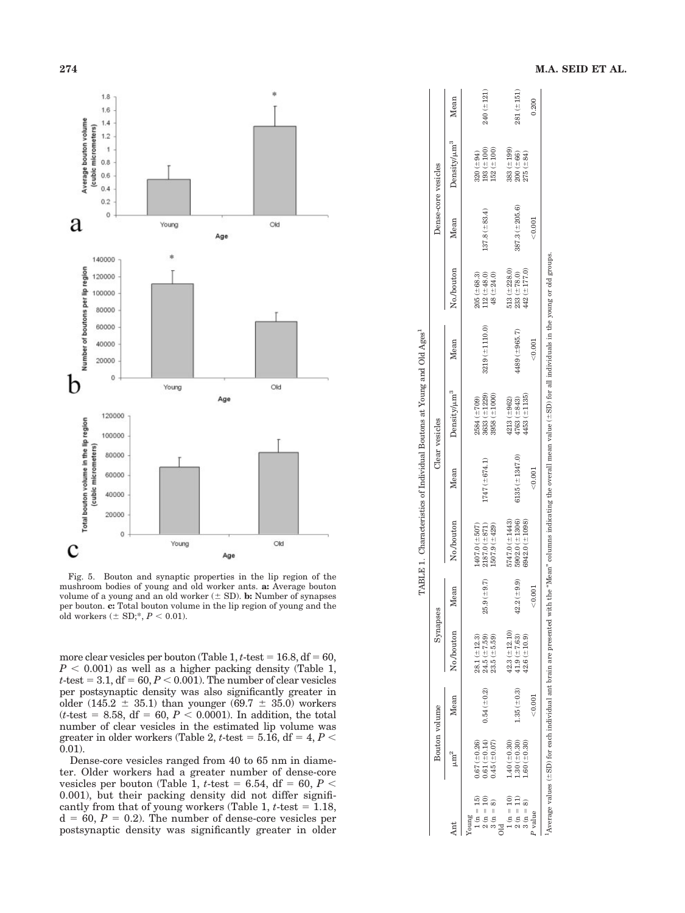Fig. 5. Bouton and synaptic properties in the lip region of the mushroom bodies of young and old worker ants. **a:** Average bouton volume of a young and an old worker (± SD). **b:** Number of synapses per bouton. **c:** Total bouton volume in the lip region of young and the old workers (± SD;*, $P < 0.01$).

more clear vesicles per bouton (Table 1, $t$-test = 16.8, df = 60, $P < 0.001$) as well as a higher packing density (Table 1, $t$-test = 3.1, df = 60, $P < 0.001$). The number of clear vesicles per postsynaptic density was also significantly greater in older (145.2 ± 35.1) than younger (69.7 ± 35.0) workers ($t$-test = 8.58, df = 60, $P < 0.0001$). In addition, the total number of clear vesicles in the estimated lip volume was greater in older workers (Table 2, $t$-test = 5.16, df = 4, $P < 0.01$).

Dense-core vesicles ranged from 40 to 65 nm in diameter. Older workers had a greater number of dense-core vesicles per bouton (Table 1, $t$-test = 6.54, df = 60, $P < 0.001$), but their packing density did not differ significantly from that of young workers (Table 1, $t$-test = 1.18, d = 60, $P = 0.2$). The number of dense-core vesicles per postsynaptic density was significantly greater in older

TABLE 1. Characteristics of Individual Boutons at Young and Old Ages[1]

| | Bouton volume | | Synapses | | Clear vesicles | | | | Dense-core vesicles | | | |
|---|---|---|---|---|---|---|---|---|---|---|---|---|
| Ant | $\mu m^3$ | Mean | No./bouton | Mean | No./bouton | Mean | Density/$\mu m^3$ | Mean | No./bouton | Mean | Density/$\mu m^3$ | Mean |
| Young | | | | | | | | | | | | |
| 1 (n = 15) | 0.67 (±0.26) | | 28.1 (±12.3) | | 1407.0 (±507) | | 2584 (±709) | | 205 (±68.3) | | 320 (±94) | |
| 2 (n = 10) | 0.61 (±0.14) | 0.54 (±0.2) | 24.5 (±7.59) | 25.9 (±9.7) | 2187.0 (±871) | 1747 (±674.1) | 3633 (±1229) | 3219 (±1110.0) | 112 (±48.0) | 137.8 (±83.4) | 193 (±100) | 240 (±121) |
| 3 (n = 8) | 0.45 (±0.07) | | 23.5 (±5.59) | | 1507.9 (±429) | | 3958 (±1000) | | 48 (±24.0) | | 152 (±100) | |
| Old | | | | | | | | | | | | |
| 1 (n = 10) | 1.40 (±0.30) | | 42.3 (±12.10) | | 5747.0 (±1443) | | 4213 (±962) | | 513 (±228.0) | | 383 (±199) | |
| 2 (n = 11) | 1.30 (±0.30) | 1.35 (±0.3) | 41.9 (±7.63) | 42.2 (±9.9) | 5902.0 (±1306) | 6135 (±1347.0) | 4763 (±843) | 4489 (±965.7) | 233 (±78.0) | 387.3 (±205.6) | 200 (±66) | 281 (±151) |
| 3 (n = 8) | 1.60 (±0.30) | | 42.6 (±10.9) | | 6942.0 (±1098) | | 4453 (±1135) | | 442 (±177.0) | | 275 (±84) | |
| $P$ value | | <0.001 | | <0.001 | | <0.001 | | <0.001 | | <0.001 | | 0.200 |

[1]Average values (±SD) for each individual ant brain are presented with the "Mean" columns indicating the overall mean value (±SD) for all individuals in the young or old groups.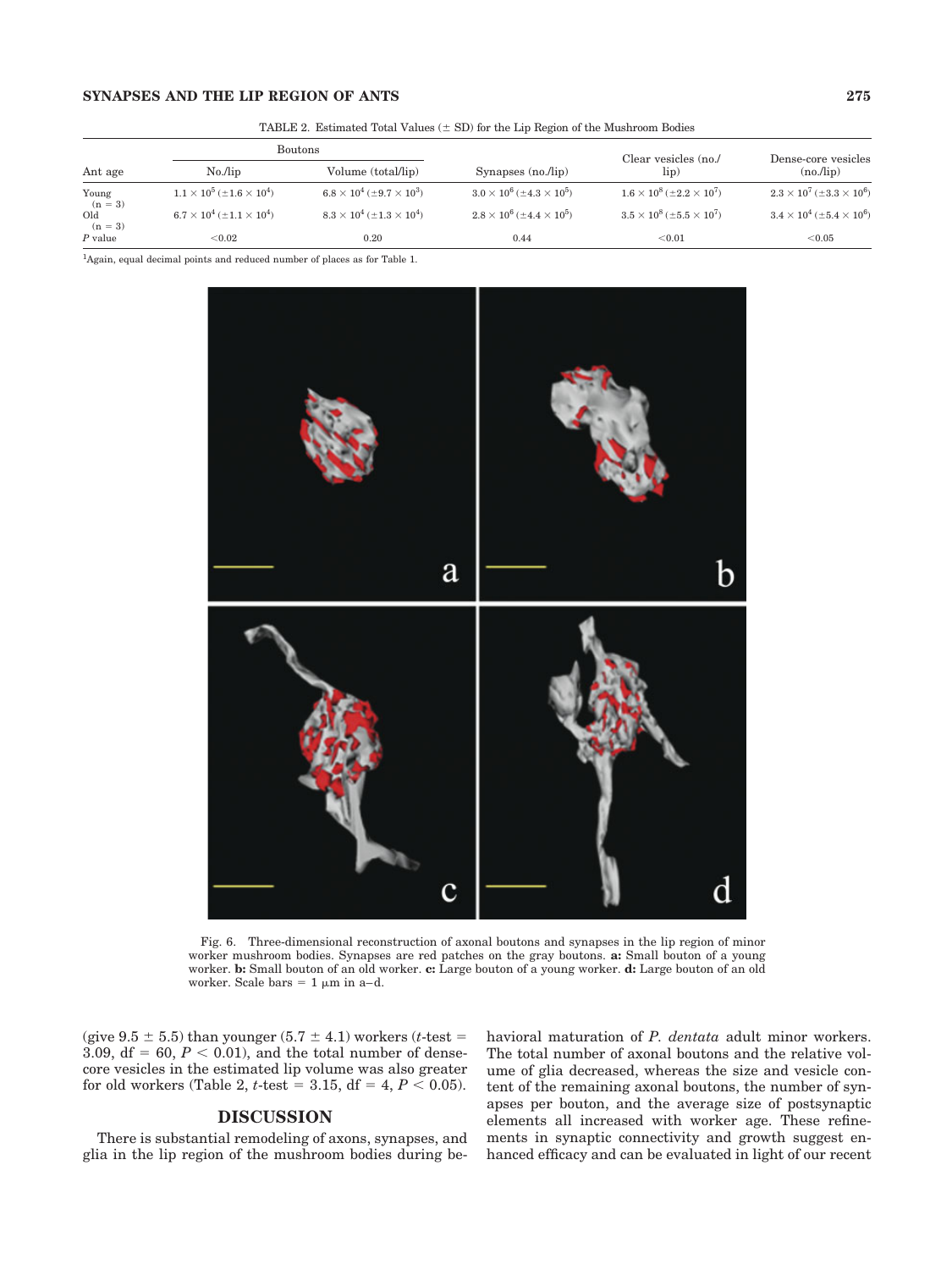TABLE 2. Estimated Total Values (± SD) for the Lip Region of the Mushroom Bodies

| Ant age | Boutons | | Synapses (no./lip) | Clear vesicles (no./lip) | Dense-core vesicles (no./lip) |
|---|---|---|---|---|---|
| | No./lip | Volume (total/lip) | | | |
| Young (n = 3) | $1.1 \times 10^5$ ($\pm 1.6 \times 10^4$) | $6.8 \times 10^4$ ($\pm 9.7 \times 10^3$) | $3.0 \times 10^6$ ($\pm 4.3 \times 10^5$) | $1.6 \times 10^8$ ($\pm 2.2 \times 10^7$) | $2.3 \times 10^7$ ($\pm 3.3 \times 10^6$) |
| Old (n = 3) | $6.7 \times 10^4$ ($\pm 1.1 \times 10^4$) | $8.3 \times 10^4$ ($\pm 1.3 \times 10^4$) | $2.8 \times 10^6$ ($\pm 4.4 \times 10^5$) | $3.5 \times 10^8$ ($\pm 5.5 \times 10^7$) | $3.4 \times 10^4$ ($\pm 5.4 \times 10^6$) |
| *P* value | <0.02 | 0.20 | 0.44 | <0.01 | <0.05 |

[1]Again, equal decimal points and reduced number of places as for Table 1.

Fig. 6. Three-dimensional reconstruction of axonal boutons and synapses in the lip region of minor worker mushroom bodies. Synapses are red patches on the gray boutons. **a:** Small bouton of a young worker. **b:** Small bouton of an old worker. **c:** Large bouton of a young worker. **d:** Large bouton of an old worker. Scale bars = 1 μm in a–d.

(give 9.5 ± 5.5) than younger (5.7 ± 4.1) workers ($t$-test = 3.09, df = 60, $P < 0.01$), and the total number of dense-core vesicles in the estimated lip volume was also greater for old workers (Table 2, $t$-test = 3.15, df = 4, $P < 0.05$).

## DISCUSSION

There is substantial remodeling of axons, synapses, and glia in the lip region of the mushroom bodies during behavioral maturation of *P. dentata* adult minor workers. The total number of axonal boutons and the relative volume of glia decreased, whereas the size and vesicle content of the remaining axonal boutons, the number of synapses per bouton, and the average size of postsynaptic elements all increased with worker age. These refinements in synaptic connectivity and growth suggest enhanced efficacy and can be evaluated in light of our recent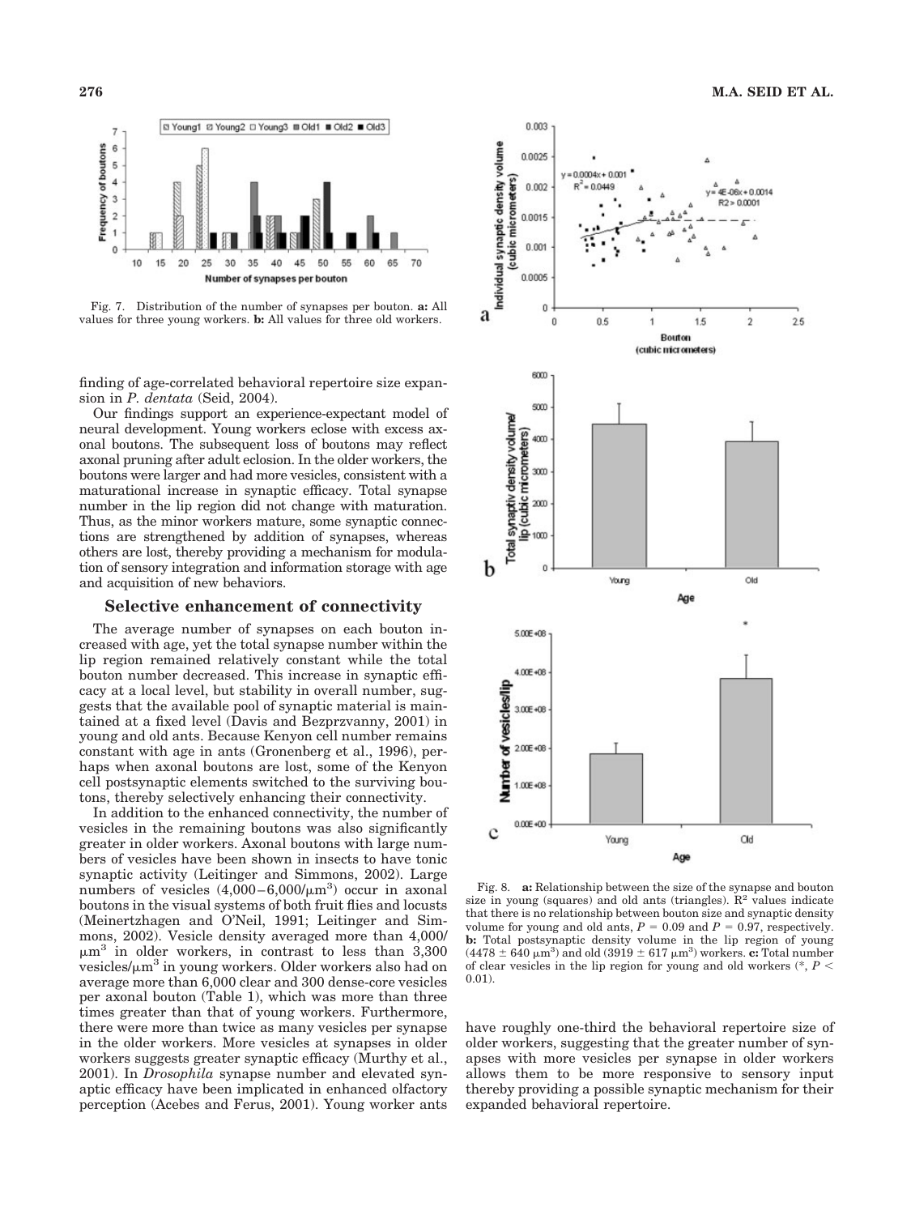Fig. 7. Distribution of the number of synapses per bouton. **a:** All values for three young workers. **b:** All values for three old workers.

finding of age-correlated behavioral repertoire size expansion in *P. dentata* (Seid, 2004).

Our findings support an experience-expectant model of neural development. Young workers eclose with excess axonal boutons. The subsequent loss of boutons may reflect axonal pruning after adult eclosion. In the older workers, the boutons were larger and had more vesicles, consistent with a maturational increase in synaptic efficacy. Total synapse number in the lip region did not change with maturation. Thus, as the minor workers mature, some synaptic connections are strengthened by addition of synapses, whereas others are lost, thereby providing a mechanism for modulation of sensory integration and information storage with age and acquisition of new behaviors.

## Selective enhancement of connectivity

The average number of synapses on each bouton increased with age, yet the total synapse number within the lip region remained relatively constant while the total bouton number decreased. This increase in synaptic efficacy at a local level, but stability in overall number, suggests that the available pool of synaptic material is maintained at a fixed level (Davis and Bezprzvanny, 2001) in young and old ants. Because Kenyon cell number remains constant with age in ants (Gronenberg et al., 1996), perhaps when axonal boutons are lost, some of the Kenyon cell postsynaptic elements switched to the surviving boutons, thereby selectively enhancing their connectivity.

In addition to the enhanced connectivity, the number of vesicles in the remaining boutons was also significantly greater in older workers. Axonal boutons with large numbers of vesicles have been shown in insects to have tonic synaptic activity (Leitinger and Simmons, 2002). Large numbers of vesicles ($4,000–6,000/\mu m^3$) occur in axonal boutons in the visual systems of both fruit flies and locusts (Meinertzhagen and O'Neil, 1991; Leitinger and Simmons, 2002). Vesicle density averaged more than $4,000/\mu m^3$ in older workers, in contrast to less than $3,300$ vesicles/$\mu m^3$ in young workers. Older workers also had on average more than 6,000 clear and 300 dense-core vesicles per axonal bouton (Table 1), which was more than three times greater than that of young workers. Furthermore, there were more than twice as many vesicles per synapse in the older workers. More vesicles at synapses in older workers suggests greater synaptic efficacy (Murthy et al., 2001). In *Drosophila* synapse number and elevated synaptic efficacy have been implicated in enhanced olfactory perception (Acebes and Ferus, 2001). Young worker ants have roughly one-third the behavioral repertoire size of older workers, suggesting that the greater number of synapses with more vesicles per synapse in older workers allows them to be more responsive to sensory input thereby providing a possible synaptic mechanism for their expanded behavioral repertoire.

Fig. 8. **a:** Relationship between the size of the synapse and bouton size in young (squares) and old ants (triangles). $R^2$ values indicate that there is no relationship between bouton size and synaptic density volume for young and old ants, $P = 0.09$ and $P = 0.97$, respectively. **b:** Total postsynaptic density volume in the lip region of young ($4478 \pm 640\ \mu m^3$) and old ($3919 \pm 617\ \mu m^3$) workers. **c:** Total number of clear vesicles in the lip region for young and old workers (*, $P < 0.01$).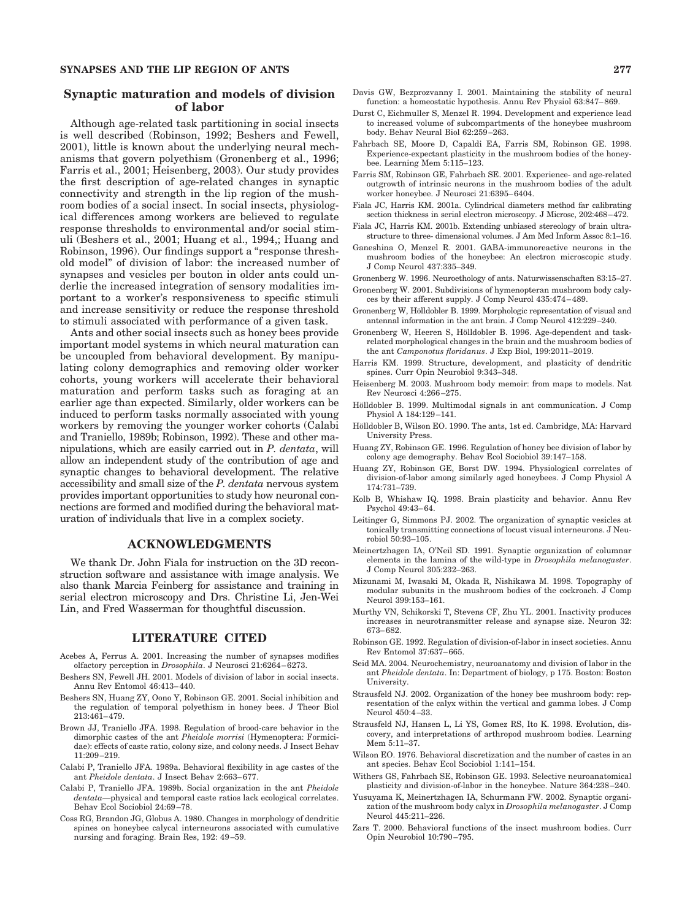## Synaptic maturation and models of division of labor

Although age-related task partitioning in social insects is well described (Robinson, 1992; Beshers and Fewell, 2001), little is known about the underlying neural mechanisms that govern polyethism (Gronenberg et al., 1996; Farris et al., 2001; Heisenberg, 2003). Our study provides the first description of age-related changes in synaptic connectivity and strength in the lip region of the mushroom bodies of a social insect. In social insects, physiological differences among workers are believed to regulate response thresholds to environmental and/or social stimuli (Beshers et al., 2001; Huang et al., 1994,; Huang and Robinson, 1996). Our findings support a "response threshold model" of division of labor: the increased number of synapses and vesicles per bouton in older ants could underlie the increased integration of sensory modalities important to a worker's responsiveness to specific stimuli and increase sensitivity or reduce the response threshold to stimuli associated with performance of a given task.

Ants and other social insects such as honey bees provide important model systems in which neural maturation can be uncoupled from behavioral development. By manipulating colony demographics and removing older worker cohorts, young workers will accelerate their behavioral maturation and perform tasks such as foraging at an earlier age than expected. Similarly, older workers can be induced to perform tasks normally associated with young workers by removing the younger worker cohorts (Calabi and Traniello, 1989b; Robinson, 1992). These and other manipulations, which are easily carried out in *P. dentata*, will allow an independent study of the contribution of age and synaptic changes to behavioral development. The relative accessibility and small size of the *P. dentata* nervous system provides important opportunities to study how neuronal connections are formed and modified during the behavioral maturation of individuals that live in a complex society.

## ACKNOWLEDGMENTS

We thank Dr. John Fiala for instruction on the 3D reconstruction software and assistance with image analysis. We also thank Marcia Feinberg for assistance and training in serial electron microscopy and Drs. Christine Li, Jen-Wei Lin, and Fred Wasserman for thoughtful discussion.

## LITERATURE CITED

Acebes A, Ferrus A. 2001. Increasing the number of synapses modifies olfactory perception in *Drosophila*. J Neurosci 21:6264–6273.

Beshers SN, Fewell JH. 2001. Models of division of labor in social insects. Annu Rev Entomol 46:413–440.

Beshers SN, Huang ZY, Oono Y, Robinson GE. 2001. Social inhibition and the regulation of temporal polyethism in honey bees. J Theor Biol 213:461–479.

Brown JJ, Traniello JFA. 1998. Regulation of brood-care behavior in the dimorphic castes of the ant *Pheidole morrisi* (Hymenoptera: Formicidae): effects of caste ratio, colony size, and colony needs. J Insect Behav 11:209–219.

Calabi P, Traniello JFA. 1989a. Behavioral flexibility in age castes of the ant *Pheidole dentata*. J Insect Behav 2:663–677.

Calabi P, Traniello JFA. 1989b. Social organization in the ant *Pheidole dentata*—physical and temporal caste ratios lack ecological correlates. Behav Ecol Sociobiol 24:69–78.

Coss RG, Brandon JG, Globus A. 1980. Changes in morphology of dendritic spines on honeybee calycal interneurons associated with cumulative nursing and foraging. Brain Res, 192: 49–59.

Davis GW, Bezprozvanny I. 2001. Maintaining the stability of neural function: a homeostatic hypothesis. Annu Rev Physiol 63:847–869.

Durst C, Eichmuller S, Menzel R. 1994. Development and experience lead to increased volume of subcompartments of the honeybee mushroom body. Behav Neural Biol 62:259–263.

Fahrbach SE, Moore D, Capaldi EA, Farris SM, Robinson GE. 1998. Experience-expectant plasticity in the mushroom bodies of the honeybee. Learning Mem 5:115–123.

Farris SM, Robinson GE, Fahrbach SE. 2001. Experience- and age-related outgrowth of intrinsic neurons in the mushroom bodies of the adult worker honeybee. J Neurosci 21:6395–6404.

Fiala JC, Harris KM. 2001a. Cylindrical diameters method far calibrating section thickness in serial electron microscopy. J Microsc, 202:468–472.

Fiala JC, Harris KM. 2001b. Extending unbiased stereology of brain ultrastructure to three- dimensional volumes. J Am Med Inform Assoc 8:1–16.

Ganeshina O, Menzel R. 2001. GABA-immunoreactive neurons in the mushroom bodies of the honeybee: An electron microscopic study. J Comp Neurol 437:335–349.

Gronenberg W. 1996. Neuroethology of ants. Naturwissenschaften 83:15–27.

Gronenberg W. 2001. Subdivisions of hymenopteran mushroom body calyces by their afferent supply. J Comp Neurol 435:474–489.

Gronenberg W, Hölldobler B. 1999. Morphologic representation of visual and antennal information in the ant brain. J Comp Neurol 412:229–240.

Gronenberg W, Heeren S, Hölldobler B. 1996. Age-dependent and task-related morphological changes in the brain and the mushroom bodies of the ant *Camponotus floridanus*. J Exp Biol, 199:2011–2019.

Harris KM. 1999. Structure, development, and plasticity of dendritic spines. Curr Opin Neurobiol 9:343–348.

Heisenberg M. 2003. Mushroom body memoir: from maps to models. Nat Rev Neurosci 4:266–275.

Hölldobler B. 1999. Multimodal signals in ant communication. J Comp Physiol A 184:129–141.

Hölldobler B, Wilson EO. 1990. The ants, 1st ed. Cambridge, MA: Harvard University Press.

Huang ZY, Robinson GE. 1996. Regulation of honey bee division of labor by colony age demography. Behav Ecol Sociobiol 39:147–158.

Huang ZY, Robinson GE, Borst DW. 1994. Physiological correlates of division-of-labor among similarly aged honeybees. J Comp Physiol A 174:731–739.

Kolb B, Whishaw IQ. 1998. Brain plasticity and behavior. Annu Rev Psychol 49:43–64.

Leitinger G, Simmons PJ. 2002. The organization of synaptic vesicles at tonically transmitting connections of locust visual interneurons. J Neurobiol 50:93–105.

Meinertzhagen IA, O'Neil SD. 1991. Synaptic organization of columnar elements in the lamina of the wild-type in *Drosophila melanogaster*. J Comp Neurol 305:232–263.

Mizunami M, Iwasaki M, Okada R, Nishikawa M. 1998. Topography of modular subunits in the mushroom bodies of the cockroach. J Comp Neurol 399:153–161.

Murthy VN, Schikorski T, Stevens CF, Zhu YL. 2001. Inactivity produces increases in neurotransmitter release and synapse size. Neuron 32: 673–682.

Robinson GE. 1992. Regulation of division-of-labor in insect societies. Annu Rev Entomol 37:637–665.

Seid MA. 2004. Neurochemistry, neuroanatomy and division of labor in the ant *Pheidole dentata*. In: Department of biology, p 175. Boston: Boston University.

Strausfeld NJ. 2002. Organization of the honey bee mushroom body: representation of the calyx within the vertical and gamma lobes. J Comp Neurol 450:4–33.

Strausfeld NJ, Hansen L, Li YS, Gomez RS, Ito K. 1998. Evolution, discovery, and interpretations of arthropod mushroom bodies. Learning Mem 5:11–37.

Wilson EO. 1976. Behavioral discretization and the number of castes in an ant species. Behav Ecol Sociobiol 1:141–154.

Withers GS, Fahrbach SE, Robinson GE. 1993. Selective neuroanatomical plasticity and division-of-labor in the honeybee. Nature 364:238–240.

Yusuyama K, Meinertzhagen IA, Schurmann FW. 2002. Synaptic organization of the mushroom body calyx in *Drosophila melanogaster*. J Comp Neurol 445:211–226.

Zars T. 2000. Behavioral functions of the insect mushroom bodies. Curr Opin Neurobiol 10:790–795.